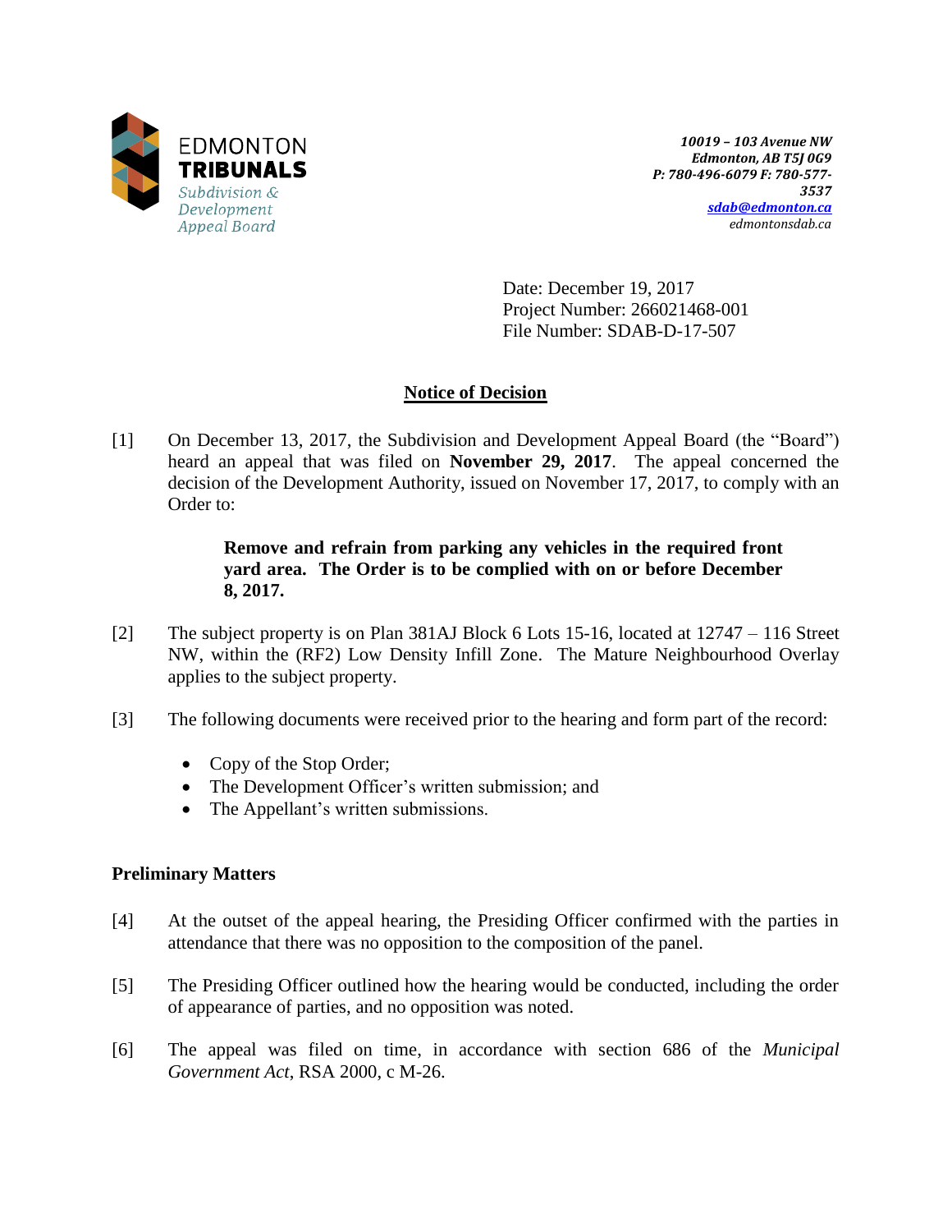EDMONTON **TRIBUNALS**
*Subdivision & Development Appeal Board*

***10019 – 103 Avenue NW***
***Edmonton, AB T5J 0G9***
***P: 780-496-6079 F: 780-577-3537***
***sdab@edmonton.ca***
*edmontonsdab.ca*

Date: December 19, 2017
Project Number: 266021468-001
File Number: SDAB-D-17-507

## Notice of Decision

[1] On December 13, 2017, the Subdivision and Development Appeal Board (the "Board") heard an appeal that was filed on **November 29, 2017**. The appeal concerned the decision of the Development Authority, issued on November 17, 2017, to comply with an Order to:

> **Remove and refrain from parking any vehicles in the required front yard area. The Order is to be complied with on or before December 8, 2017.**

[2] The subject property is on Plan 381AJ Block 6 Lots 15-16, located at 12747 – 116 Street NW, within the (RF2) Low Density Infill Zone. The Mature Neighbourhood Overlay applies to the subject property.

[3] The following documents were received prior to the hearing and form part of the record:

- Copy of the Stop Order;
- The Development Officer's written submission; and
- The Appellant's written submissions.

### Preliminary Matters

[4] At the outset of the appeal hearing, the Presiding Officer confirmed with the parties in attendance that there was no opposition to the composition of the panel.

[5] The Presiding Officer outlined how the hearing would be conducted, including the order of appearance of parties, and no opposition was noted.

[6] The appeal was filed on time, in accordance with section 686 of the *Municipal Government Act*, RSA 2000, c M-26.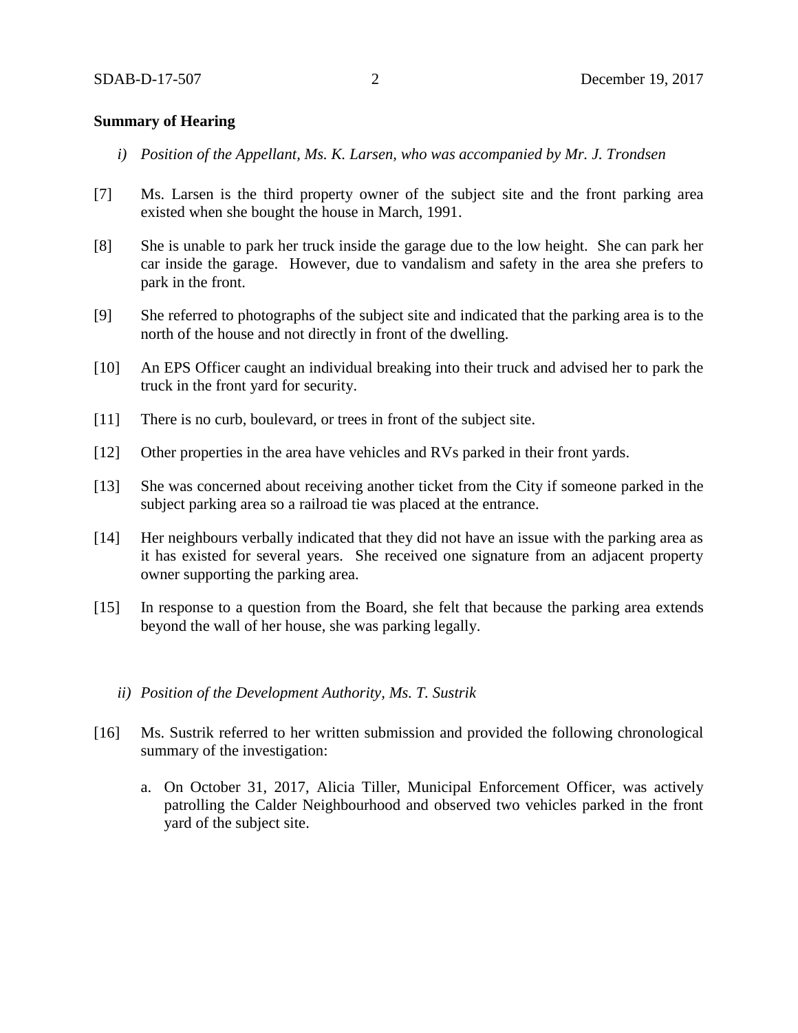**Summary of Hearing**

*i) Position of the Appellant, Ms. K. Larsen, who was accompanied by Mr. J. Trondsen*

[7] Ms. Larsen is the third property owner of the subject site and the front parking area existed when she bought the house in March, 1991.

[8] She is unable to park her truck inside the garage due to the low height. She can park her car inside the garage. However, due to vandalism and safety in the area she prefers to park in the front.

[9] She referred to photographs of the subject site and indicated that the parking area is to the north of the house and not directly in front of the dwelling.

[10] An EPS Officer caught an individual breaking into their truck and advised her to park the truck in the front yard for security.

[11] There is no curb, boulevard, or trees in front of the subject site.

[12] Other properties in the area have vehicles and RVs parked in their front yards.

[13] She was concerned about receiving another ticket from the City if someone parked in the subject parking area so a railroad tie was placed at the entrance.

[14] Her neighbours verbally indicated that they did not have an issue with the parking area as it has existed for several years. She received one signature from an adjacent property owner supporting the parking area.

[15] In response to a question from the Board, she felt that because the parking area extends beyond the wall of her house, she was parking legally.

*ii) Position of the Development Authority, Ms. T. Sustrik*

[16] Ms. Sustrik referred to her written submission and provided the following chronological summary of the investigation:

a. On October 31, 2017, Alicia Tiller, Municipal Enforcement Officer, was actively patrolling the Calder Neighbourhood and observed two vehicles parked in the front yard of the subject site.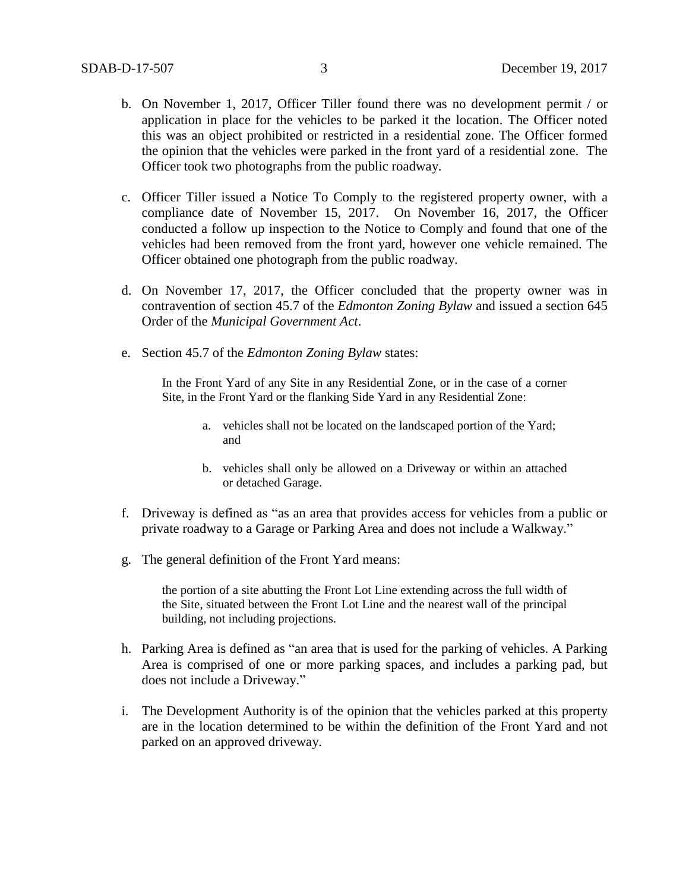b. On November 1, 2017, Officer Tiller found there was no development permit / or application in place for the vehicles to be parked it the location. The Officer noted this was an object prohibited or restricted in a residential zone. The Officer formed the opinion that the vehicles were parked in the front yard of a residential zone. The Officer took two photographs from the public roadway.

c. Officer Tiller issued a Notice To Comply to the registered property owner, with a compliance date of November 15, 2017. On November 16, 2017, the Officer conducted a follow up inspection to the Notice to Comply and found that one of the vehicles had been removed from the front yard, however one vehicle remained. The Officer obtained one photograph from the public roadway.

d. On November 17, 2017, the Officer concluded that the property owner was in contravention of section 45.7 of the *Edmonton Zoning Bylaw* and issued a section 645 Order of the *Municipal Government Act*.

e. Section 45.7 of the *Edmonton Zoning Bylaw* states:

   > In the Front Yard of any Site in any Residential Zone, or in the case of a corner Site, in the Front Yard or the flanking Side Yard in any Residential Zone:
   >
   > a. vehicles shall not be located on the landscaped portion of the Yard; and
   >
   > b. vehicles shall only be allowed on a Driveway or within an attached or detached Garage.

f. Driveway is defined as "as an area that provides access for vehicles from a public or private roadway to a Garage or Parking Area and does not include a Walkway."

g. The general definition of the Front Yard means:

   > the portion of a site abutting the Front Lot Line extending across the full width of the Site, situated between the Front Lot Line and the nearest wall of the principal building, not including projections.

h. Parking Area is defined as "an area that is used for the parking of vehicles. A Parking Area is comprised of one or more parking spaces, and includes a parking pad, but does not include a Driveway."

i. The Development Authority is of the opinion that the vehicles parked at this property are in the location determined to be within the definition of the Front Yard and not parked on an approved driveway.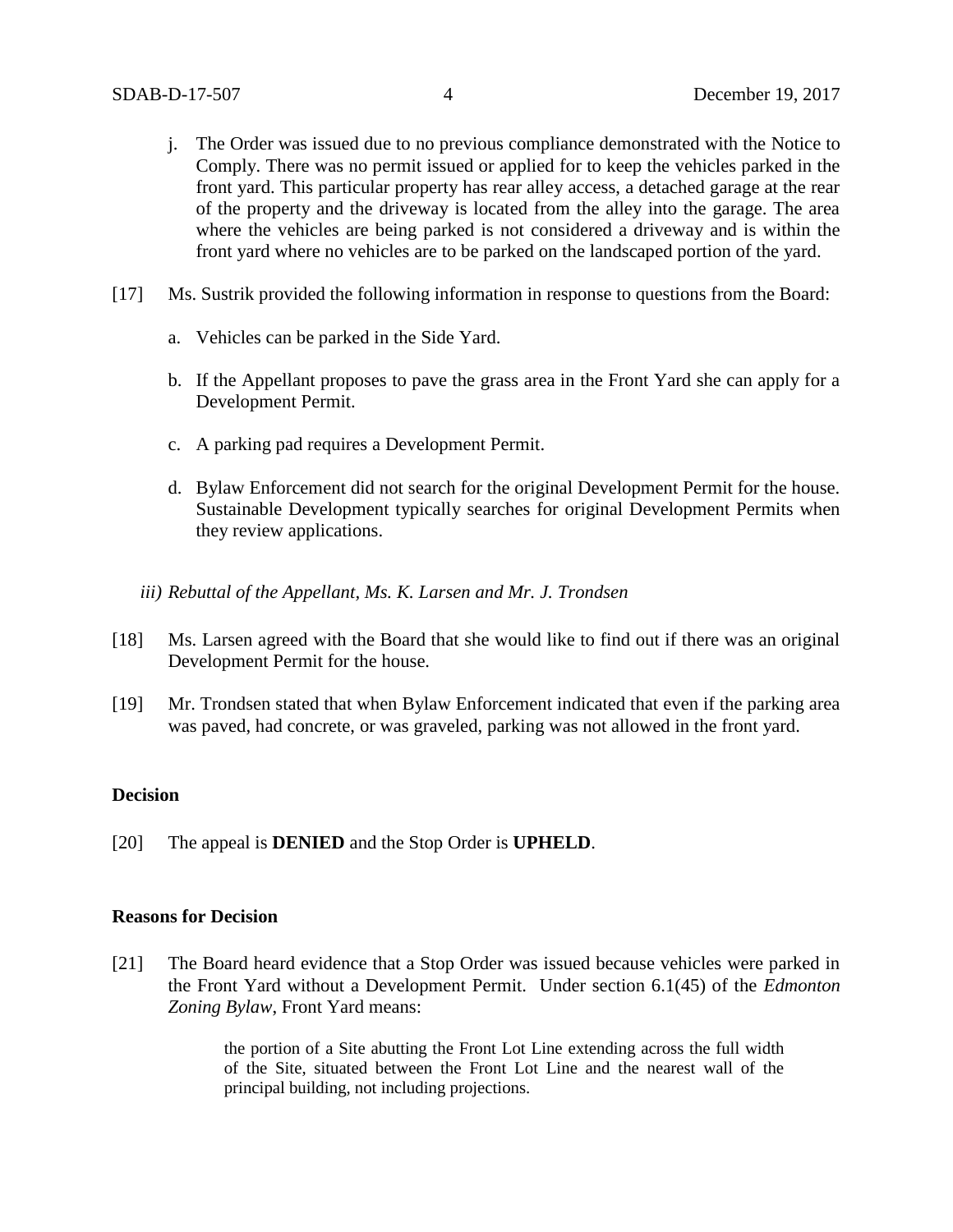j. The Order was issued due to no previous compliance demonstrated with the Notice to Comply. There was no permit issued or applied for to keep the vehicles parked in the front yard. This particular property has rear alley access, a detached garage at the rear of the property and the driveway is located from the alley into the garage. The area where the vehicles are being parked is not considered a driveway and is within the front yard where no vehicles are to be parked on the landscaped portion of the yard.

[17] Ms. Sustrik provided the following information in response to questions from the Board:

a. Vehicles can be parked in the Side Yard.

b. If the Appellant proposes to pave the grass area in the Front Yard she can apply for a Development Permit.

c. A parking pad requires a Development Permit.

d. Bylaw Enforcement did not search for the original Development Permit for the house. Sustainable Development typically searches for original Development Permits when they review applications.

*iii) Rebuttal of the Appellant, Ms. K. Larsen and Mr. J. Trondsen*

[18] Ms. Larsen agreed with the Board that she would like to find out if there was an original Development Permit for the house.

[19] Mr. Trondsen stated that when Bylaw Enforcement indicated that even if the parking area was paved, had concrete, or was graveled, parking was not allowed in the front yard.

## Decision

[20] The appeal is **DENIED** and the Stop Order is **UPHELD**.

## Reasons for Decision

[21] The Board heard evidence that a Stop Order was issued because vehicles were parked in the Front Yard without a Development Permit. Under section 6.1(45) of the *Edmonton Zoning Bylaw*, Front Yard means:

> the portion of a Site abutting the Front Lot Line extending across the full width of the Site, situated between the Front Lot Line and the nearest wall of the principal building, not including projections.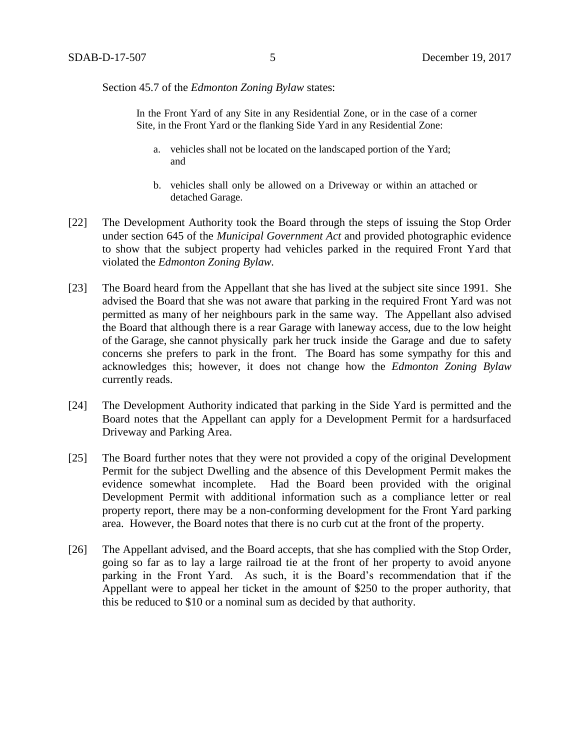Section 45.7 of the *Edmonton Zoning Bylaw* states:

> In the Front Yard of any Site in any Residential Zone, or in the case of a corner Site, in the Front Yard or the flanking Side Yard in any Residential Zone:
>
> a. vehicles shall not be located on the landscaped portion of the Yard; and
>
> b. vehicles shall only be allowed on a Driveway or within an attached or detached Garage.

[22] The Development Authority took the Board through the steps of issuing the Stop Order under section 645 of the *Municipal Government Act* and provided photographic evidence to show that the subject property had vehicles parked in the required Front Yard that violated the *Edmonton Zoning Bylaw*.

[23] The Board heard from the Appellant that she has lived at the subject site since 1991. She advised the Board that she was not aware that parking in the required Front Yard was not permitted as many of her neighbours park in the same way. The Appellant also advised the Board that although there is a rear Garage with laneway access, due to the low height of the Garage, she cannot physically park her truck inside the Garage and due to safety concerns she prefers to park in the front. The Board has some sympathy for this and acknowledges this; however, it does not change how the *Edmonton Zoning Bylaw* currently reads.

[24] The Development Authority indicated that parking in the Side Yard is permitted and the Board notes that the Appellant can apply for a Development Permit for a hardsurfaced Driveway and Parking Area.

[25] The Board further notes that they were not provided a copy of the original Development Permit for the subject Dwelling and the absence of this Development Permit makes the evidence somewhat incomplete. Had the Board been provided with the original Development Permit with additional information such as a compliance letter or real property report, there may be a non-conforming development for the Front Yard parking area. However, the Board notes that there is no curb cut at the front of the property.

[26] The Appellant advised, and the Board accepts, that she has complied with the Stop Order, going so far as to lay a large railroad tie at the front of her property to avoid anyone parking in the Front Yard. As such, it is the Board's recommendation that if the Appellant were to appeal her ticket in the amount of $250 to the proper authority, that this be reduced to $10 or a nominal sum as decided by that authority.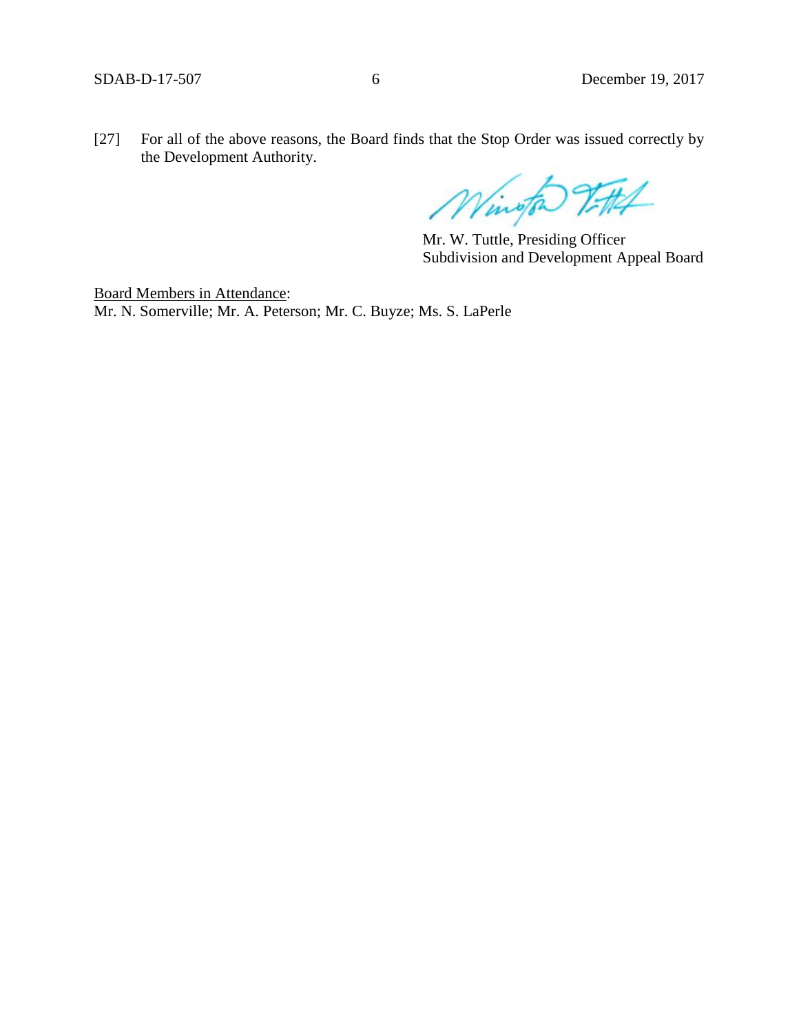[27] For all of the above reasons, the Board finds that the Stop Order was issued correctly by the Development Authority.

Mr. W. Tuttle, Presiding Officer
Subdivision and Development Appeal Board

<u>Board Members in Attendance</u>:
Mr. N. Somerville; Mr. A. Peterson; Mr. C. Buyze; Ms. S. LaPerle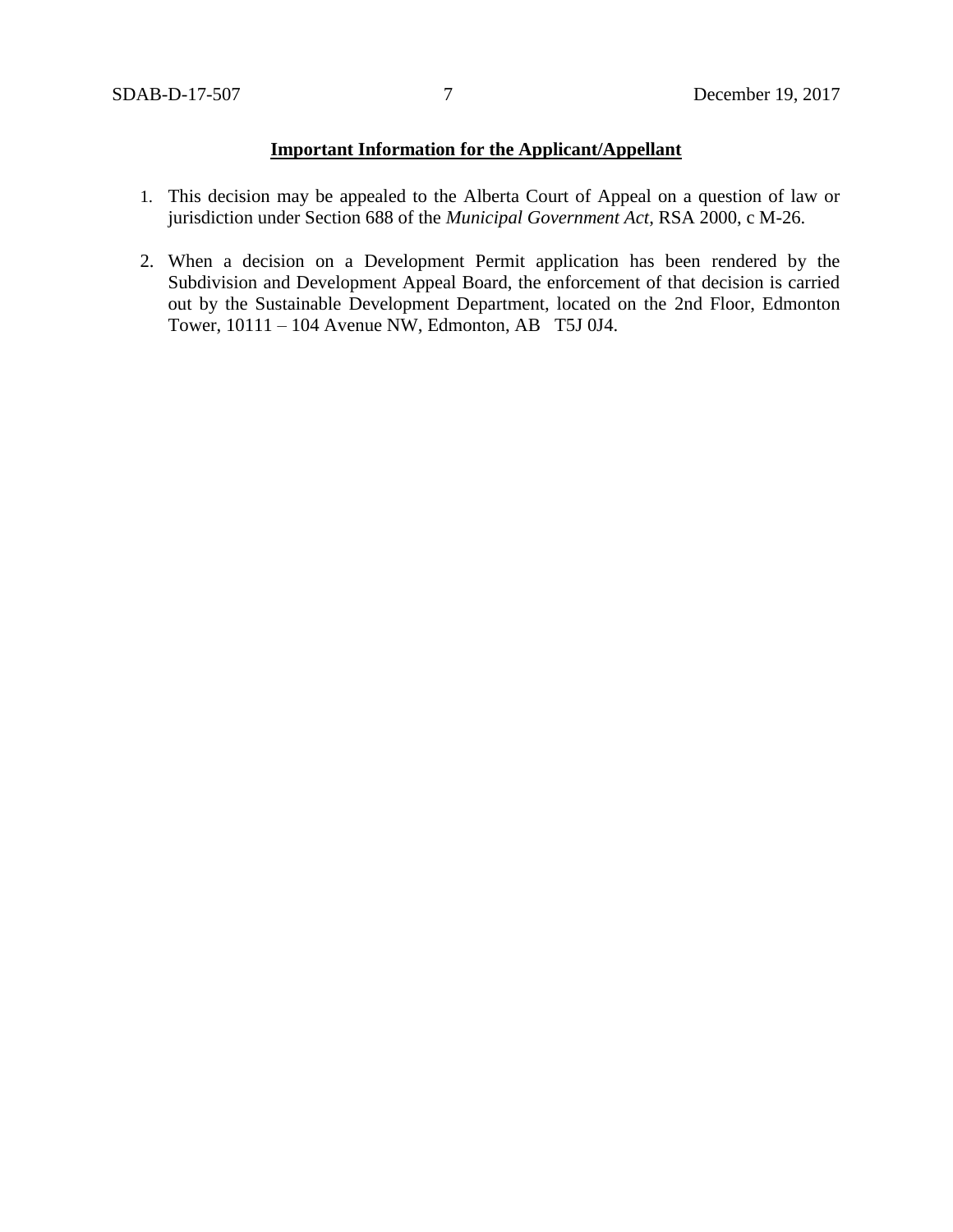**Important Information for the Applicant/Appellant**

1. This decision may be appealed to the Alberta Court of Appeal on a question of law or jurisdiction under Section 688 of the *Municipal Government Act*, RSA 2000, c M-26.

2. When a decision on a Development Permit application has been rendered by the Subdivision and Development Appeal Board, the enforcement of that decision is carried out by the Sustainable Development Department, located on the 2nd Floor, Edmonton Tower, 10111 – 104 Avenue NW, Edmonton, AB T5J 0J4.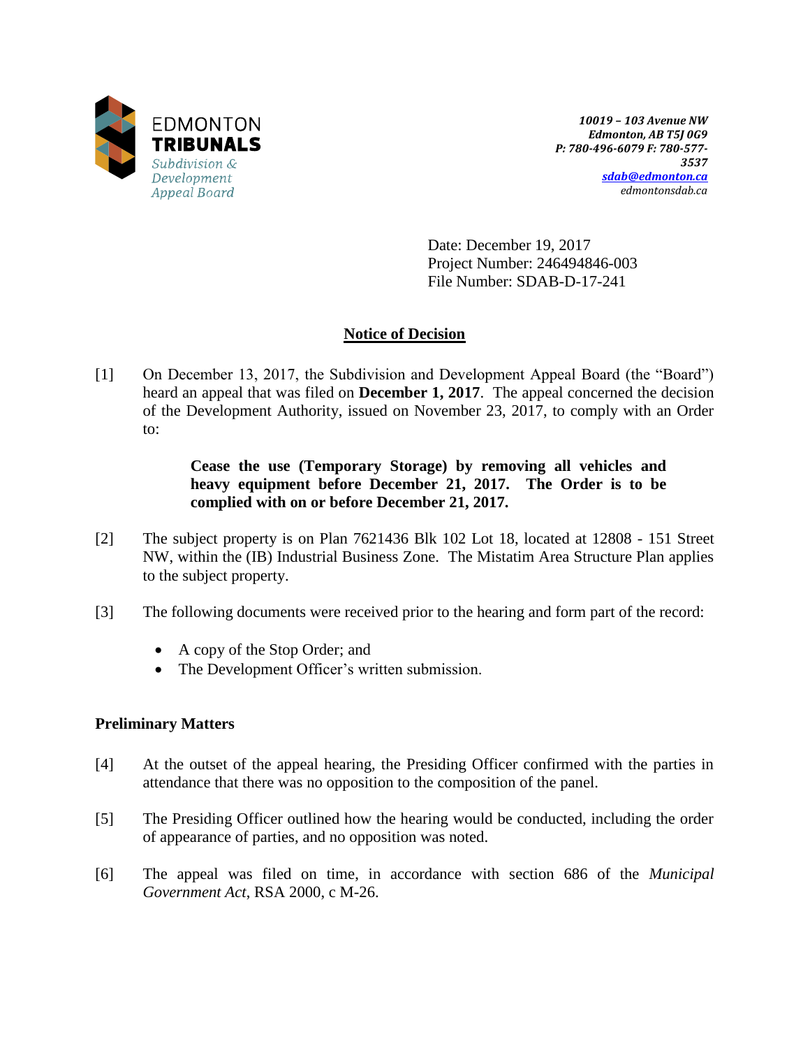EDMONTON **TRIBUNALS**
*Subdivision & Development Appeal Board*

***10019 – 103 Avenue NW***
***Edmonton, AB T5J 0G9***
***P: 780-496-6079 F: 780-577-3537***
***sdab@edmonton.ca***
*edmontonsdab.ca*

Date: December 19, 2017
Project Number: 246494846-003
File Number: SDAB-D-17-241

## Notice of Decision

[1] On December 13, 2017, the Subdivision and Development Appeal Board (the "Board") heard an appeal that was filed on **December 1, 2017**. The appeal concerned the decision of the Development Authority, issued on November 23, 2017, to comply with an Order to:

> **Cease the use (Temporary Storage) by removing all vehicles and heavy equipment before December 21, 2017. The Order is to be complied with on or before December 21, 2017.**

[2] The subject property is on Plan 7621436 Blk 102 Lot 18, located at 12808 - 151 Street NW, within the (IB) Industrial Business Zone. The Mistatim Area Structure Plan applies to the subject property.

[3] The following documents were received prior to the hearing and form part of the record:

- A copy of the Stop Order; and
- The Development Officer's written submission.

### Preliminary Matters

[4] At the outset of the appeal hearing, the Presiding Officer confirmed with the parties in attendance that there was no opposition to the composition of the panel.

[5] The Presiding Officer outlined how the hearing would be conducted, including the order of appearance of parties, and no opposition was noted.

[6] The appeal was filed on time, in accordance with section 686 of the *Municipal Government Act*, RSA 2000, c M-26.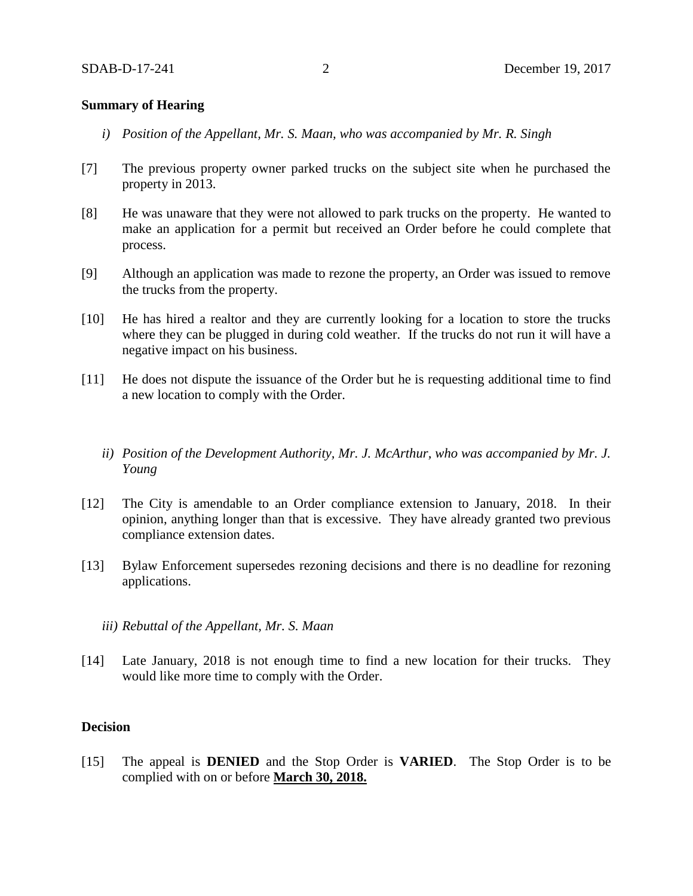**Summary of Hearing**

*i) Position of the Appellant, Mr. S. Maan, who was accompanied by Mr. R. Singh*

[7] The previous property owner parked trucks on the subject site when he purchased the property in 2013.

[8] He was unaware that they were not allowed to park trucks on the property. He wanted to make an application for a permit but received an Order before he could complete that process.

[9] Although an application was made to rezone the property, an Order was issued to remove the trucks from the property.

[10] He has hired a realtor and they are currently looking for a location to store the trucks where they can be plugged in during cold weather. If the trucks do not run it will have a negative impact on his business.

[11] He does not dispute the issuance of the Order but he is requesting additional time to find a new location to comply with the Order.

*ii) Position of the Development Authority, Mr. J. McArthur, who was accompanied by Mr. J. Young*

[12] The City is amendable to an Order compliance extension to January, 2018. In their opinion, anything longer than that is excessive. They have already granted two previous compliance extension dates.

[13] Bylaw Enforcement supersedes rezoning decisions and there is no deadline for rezoning applications.

*iii) Rebuttal of the Appellant, Mr. S. Maan*

[14] Late January, 2018 is not enough time to find a new location for their trucks. They would like more time to comply with the Order.

**Decision**

[15] The appeal is **DENIED** and the Stop Order is **VARIED**. The Stop Order is to be complied with on or before **March 30, 2018.**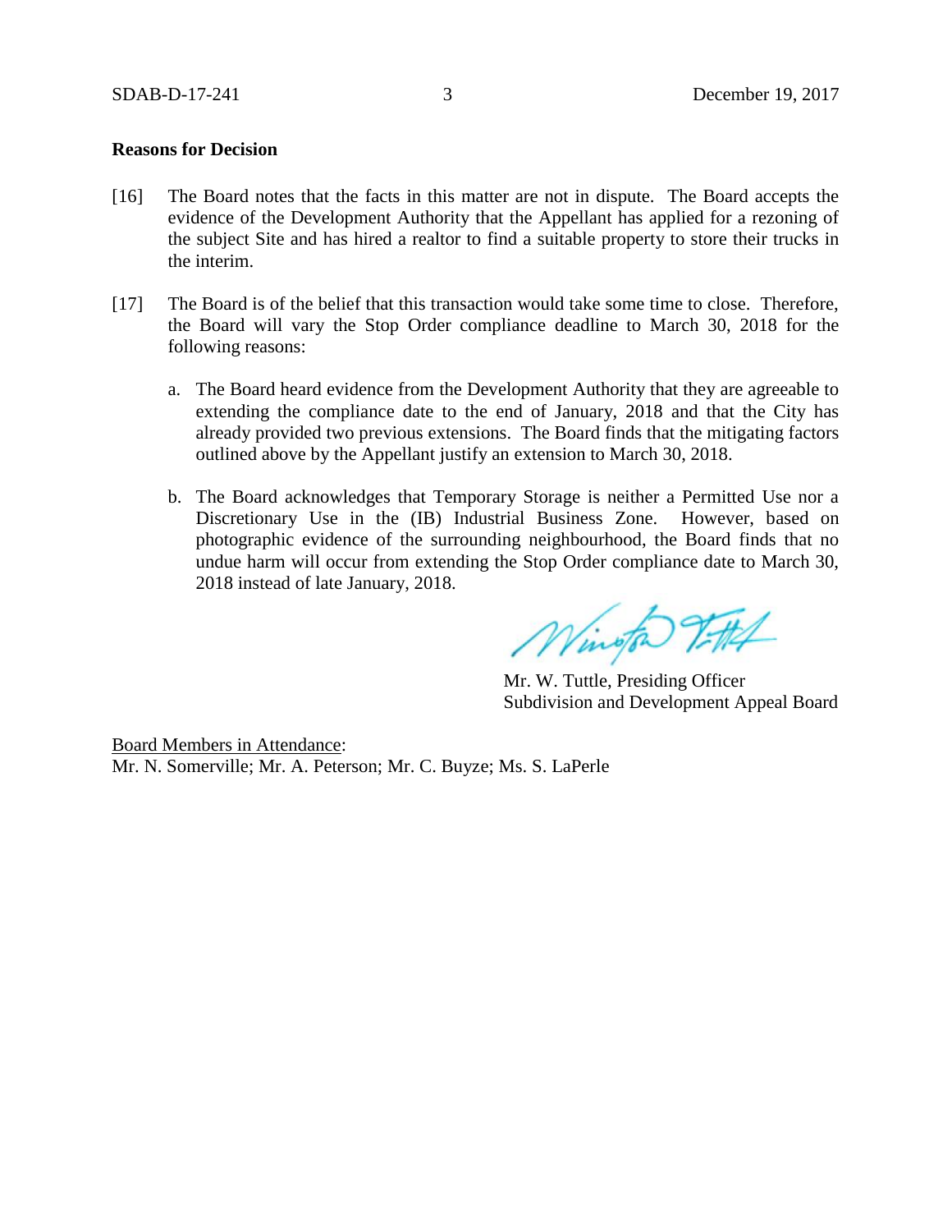**Reasons for Decision**

[16] The Board notes that the facts in this matter are not in dispute. The Board accepts the evidence of the Development Authority that the Appellant has applied for a rezoning of the subject Site and has hired a realtor to find a suitable property to store their trucks in the interim.

[17] The Board is of the belief that this transaction would take some time to close. Therefore, the Board will vary the Stop Order compliance deadline to March 30, 2018 for the following reasons:

a. The Board heard evidence from the Development Authority that they are agreeable to extending the compliance date to the end of January, 2018 and that the City has already provided two previous extensions. The Board finds that the mitigating factors outlined above by the Appellant justify an extension to March 30, 2018.

b. The Board acknowledges that Temporary Storage is neither a Permitted Use nor a Discretionary Use in the (IB) Industrial Business Zone. However, based on photographic evidence of the surrounding neighbourhood, the Board finds that no undue harm will occur from extending the Stop Order compliance date to March 30, 2018 instead of late January, 2018.

Mr. W. Tuttle, Presiding Officer
Subdivision and Development Appeal Board

Board Members in Attendance:
Mr. N. Somerville; Mr. A. Peterson; Mr. C. Buyze; Ms. S. LaPerle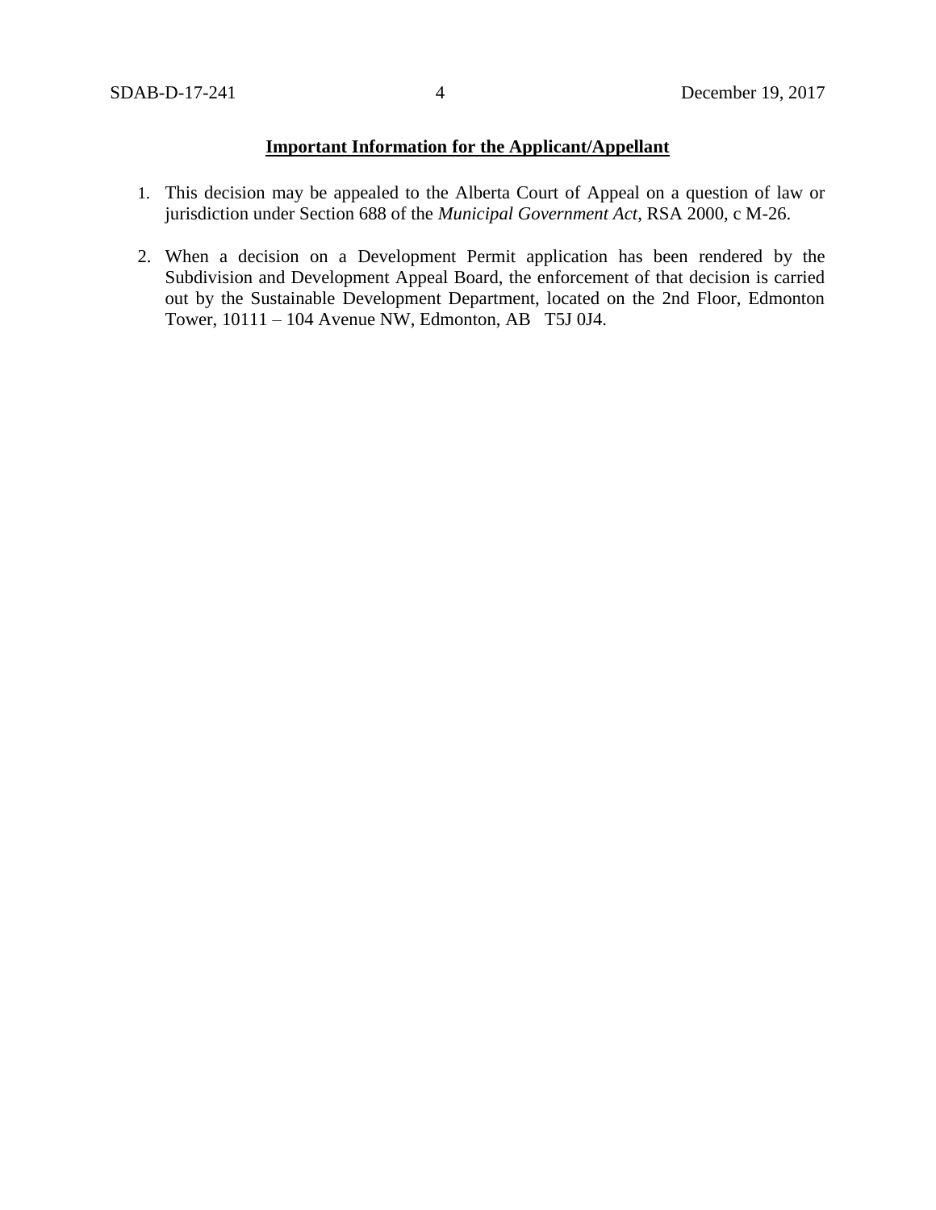**Important Information for the Applicant/Appellant**

1. This decision may be appealed to the Alberta Court of Appeal on a question of law or jurisdiction under Section 688 of the *Municipal Government Act*, RSA 2000, c M-26.

2. When a decision on a Development Permit application has been rendered by the Subdivision and Development Appeal Board, the enforcement of that decision is carried out by the Sustainable Development Department, located on the 2nd Floor, Edmonton Tower, 10111 – 104 Avenue NW, Edmonton, AB T5J 0J4.